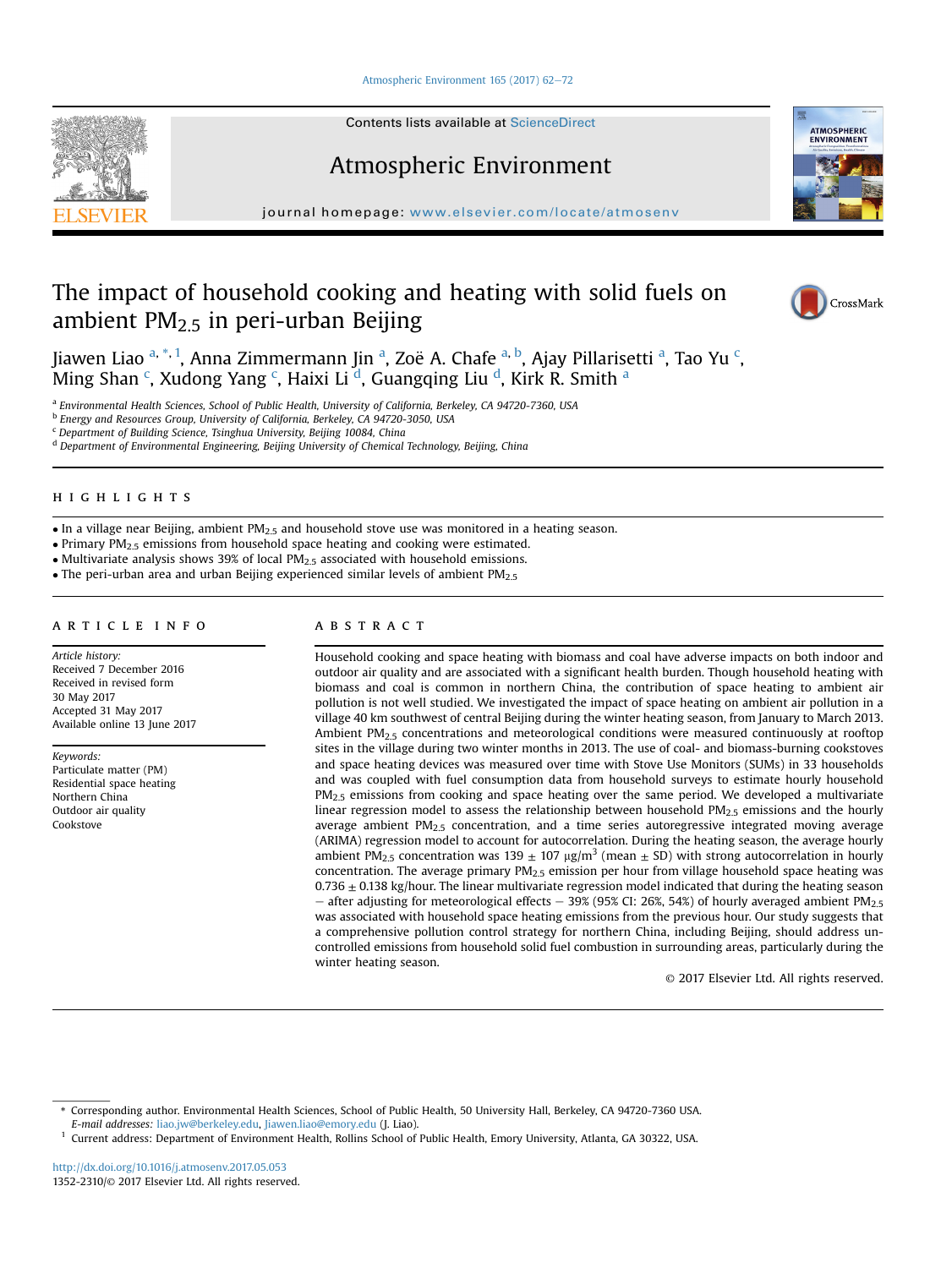# The impact of household cooking and heating with solid fuels on ambient $PM_{2.5}$ in peri-urban Beijing

Jiawen Liao [a,*,1], Anna Zimmermann Jin [a], Zoë A. Chafe [a,b], Ajay Pillarisetti [a], Tao Yu [c], Ming Shan [c], Xudong Yang [c], Haixi Li [d], Guangqing Liu [d], Kirk R. Smith [a]

[a] Environmental Health Sciences, School of Public Health, University of California, Berkeley, CA 94720-7360, USA

[b] Energy and Resources Group, University of California, Berkeley, CA 94720-3050, USA

[c] Department of Building Science, Tsinghua University, Beijing 10084, China

[d] Department of Environmental Engineering, Beijing University of Chemical Technology, Beijing, China

## HIGHLIGHTS

- In a village near Beijing, ambient $PM_{2.5}$ and household stove use was monitored in a heating season.
- Primary $PM_{2.5}$ emissions from household space heating and cooking were estimated.
- Multivariate analysis shows 39% of local $PM_{2.5}$ associated with household emissions.
- The peri-urban area and urban Beijing experienced similar levels of ambient $PM_{2.5}$

## ARTICLE INFO

*Article history:*
Received 7 December 2016
Received in revised form
30 May 2017
Accepted 31 May 2017
Available online 13 June 2017

*Keywords:*
Particulate matter (PM)
Residential space heating
Northern China
Outdoor air quality
Cookstove

## ABSTRACT

Household cooking and space heating with biomass and coal have adverse impacts on both indoor and outdoor air quality and are associated with a significant health burden. Though household heating with biomass and coal is common in northern China, the contribution of space heating to ambient air pollution is not well studied. We investigated the impact of space heating on ambient air pollution in a village 40 km southwest of central Beijing during the winter heating season, from January to March 2013. Ambient $PM_{2.5}$ concentrations and meteorological conditions were measured continuously at rooftop sites in the village during two winter months in 2013. The use of coal- and biomass-burning cookstoves and space heating devices was measured over time with Stove Use Monitors (SUMs) in 33 households and was coupled with fuel consumption data from household surveys to estimate hourly household $PM_{2.5}$ emissions from cooking and space heating over the same period. We developed a multivariate linear regression model to assess the relationship between household $PM_{2.5}$ emissions and the hourly average ambient $PM_{2.5}$ concentration, and a time series autoregressive integrated moving average (ARIMA) regression model to account for autocorrelation. During the heating season, the average hourly ambient $PM_{2.5}$ concentration was $139 \pm 107$ $\mu g/m^3$ (mean $\pm$ SD) with strong autocorrelation in hourly concentration. The average primary $PM_{2.5}$ emission per hour from village household space heating was $0.736 \pm 0.138$ kg/hour. The linear multivariate regression model indicated that during the heating season – after adjusting for meteorological effects – 39% (95% CI: 26%, 54%) of hourly averaged ambient $PM_{2.5}$ was associated with household space heating emissions from the previous hour. Our study suggests that a comprehensive pollution control strategy for northern China, including Beijing, should address uncontrolled emissions from household solid fuel combustion in surrounding areas, particularly during the winter heating season.

© 2017 Elsevier Ltd. All rights reserved.

---

\* Corresponding author. Environmental Health Sciences, School of Public Health, 50 University Hall, Berkeley, CA 94720-7360 USA.
*E-mail addresses:* liao.jw@berkeley.edu, Jiawen.liao@emory.edu (J. Liao).

[1] Current address: Department of Environment Health, Rollins School of Public Health, Emory University, Atlanta, GA 30322, USA.

http://dx.doi.org/10.1016/j.atmosenv.2017.05.053
1352-2310/© 2017 Elsevier Ltd. All rights reserved.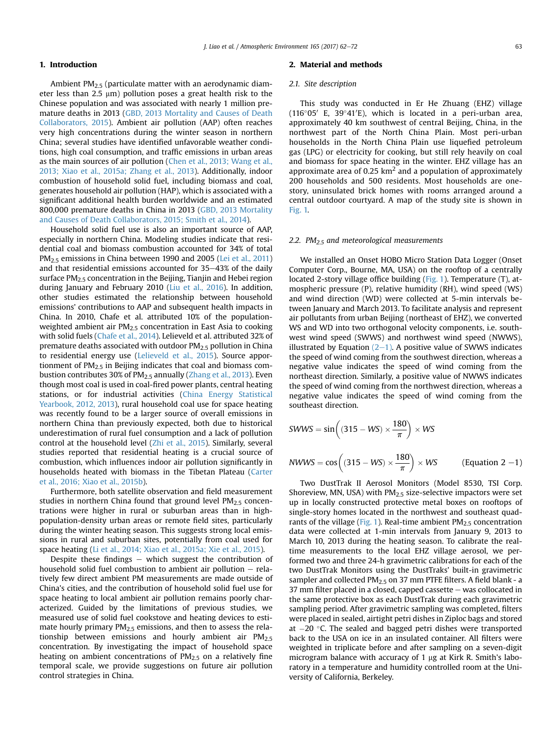## 1. Introduction

Ambient $PM_{2.5}$ (particulate matter with an aerodynamic diameter less than 2.5 μm) pollution poses a great health risk to the Chinese population and was associated with nearly 1 million premature deaths in 2013 (GBD, 2013 Mortality and Causes of Death Collaborators, 2015). Ambient air pollution (AAP) often reaches very high concentrations during the winter season in northern China; several studies have identified unfavorable weather conditions, high coal consumption, and traffic emissions in urban areas as the main sources of air pollution (Chen et al., 2013; Wang et al., 2013; Xiao et al., 2015a; Zhang et al., 2013). Additionally, indoor combustion of household solid fuel, including biomass and coal, generates household air pollution (HAP), which is associated with a significant additional health burden worldwide and an estimated 800,000 premature deaths in China in 2013 (GBD, 2013 Mortality and Causes of Death Collaborators, 2015; Smith et al., 2014).

Household solid fuel use is also an important source of AAP, especially in northern China. Modeling studies indicate that residential coal and biomass combustion accounted for 34% of total $PM_{2.5}$ emissions in China between 1990 and 2005 (Lei et al., 2011) and that residential emissions accounted for 35–43% of the daily surface $PM_{2.5}$ concentration in the Beijing, Tianjin and Hebei region during January and February 2010 (Liu et al., 2016). In addition, other studies estimated the relationship between household emissions' contributions to AAP and subsequent health impacts in China. In 2010, Chafe et al. attributed 10% of the population-weighted ambient air $PM_{2.5}$ concentration in East Asia to cooking with solid fuels (Chafe et al., 2014). Lelieveld et al. attributed 32% of premature deaths associated with outdoor $PM_{2.5}$ pollution in China to residential energy use (Lelieveld et al., 2015). Source apportionment of $PM_{2.5}$ in Beijing indicates that coal and biomass combustion contributes 30% of $PM_{2.5}$ annually (Zhang et al., 2013). Even though most coal is used in coal-fired power plants, central heating stations, or for industrial activities (China Energy Statistical Yearbook, 2012, 2013), rural household coal use for space heating was recently found to be a larger source of overall emissions in northern China than previously expected, both due to historical underestimation of rural fuel consumption and a lack of pollution control at the household level (Zhi et al., 2015). Similarly, several studies reported that residential heating is a crucial source of combustion, which influences indoor air pollution significantly in households heated with biomass in the Tibetan Plateau (Carter et al., 2016; Xiao et al., 2015b).

Furthermore, both satellite observation and field measurement studies in northern China found that ground level $PM_{2.5}$ concentrations were higher in rural or suburban areas than in high-population-density urban areas or remote field sites, particularly during the winter heating season. This suggests strong local emissions in rural and suburban sites, potentially from coal used for space heating (Li et al., 2014; Xiao et al., 2015a; Xie et al., 2015).

Despite these findings – which suggest the contribution of household solid fuel combustion to ambient air pollution – relatively few direct ambient PM measurements are made outside of China's cities, and the contribution of household solid fuel use for space heating to local ambient air pollution remains poorly characterized. Guided by the limitations of previous studies, we measured use of solid fuel cookstove and heating devices to estimate hourly primary $PM_{2.5}$ emissions, and then to assess the relationship between emissions and hourly ambient air $PM_{2.5}$ concentration. By investigating the impact of household space heating on ambient concentrations of $PM_{2.5}$ on a relatively fine temporal scale, we provide suggestions on future air pollution control strategies in China.

## 2. Material and methods

### 2.1. Site description

This study was conducted in Er He Zhuang (EHZ) village (116°05′ E, 39°41′E), which is located in a peri-urban area, approximately 40 km southwest of central Beijing, China, in the northwest part of the North China Plain. Most peri-urban households in the North China Plain use liquefied petroleum gas (LPG) or electricity for cooking, but still rely heavily on coal and biomass for space heating in the winter. EHZ village has an approximate area of 0.25 $km^2$ and a population of approximately 200 households and 500 residents. Most households are one-story, uninsulated brick homes with rooms arranged around a central outdoor courtyard. A map of the study site is shown in Fig. 1.

### 2.2. $PM_{2.5}$ and meteorological measurements

We installed an Onset HOBO Micro Station Data Logger (Onset Computer Corp., Bourne, MA, USA) on the rooftop of a centrally located 2-story village office building (Fig. 1). Temperature (T), atmospheric pressure (P), relative humidity (RH), wind speed (WS) and wind direction (WD) were collected at 5-min intervals between January and March 2013. To facilitate analysis and represent air pollutants from urban Beijing (northeast of EHZ), we converted WS and WD into two orthogonal velocity components, i.e. southwest wind speed (SWWS) and northwest wind speed (NWWS), illustrated by Equation (2–1). A positive value of SWWS indicates the speed of wind coming from the southwest direction, whereas a negative value indicates the speed of wind coming from the northeast direction. Similarly, a positive value of NWWS indicates the speed of wind coming from the northwest direction, whereas a negative value indicates the speed of wind coming from the southeast direction.

$$SWWS = \sin\left((315 - WS) \times \frac{180}{\pi}\right) \times WS$$

$$NWWS = \cos\left((315 - WS) \times \frac{180}{\pi}\right) \times WS \qquad \text{(Equation 2 −1)}$$

Two DustTrak II Aerosol Monitors (Model 8530, TSI Corp. Shoreview, MN, USA) with $PM_{2.5}$ size-selective impactors were set up in locally constructed protective metal boxes on rooftops of single-story homes located in the northwest and southeast quadrants of the village (Fig. 1). Real-time ambient $PM_{2.5}$ concentration data were collected at 1-min intervals from January 9, 2013 to March 10, 2013 during the heating season. To calibrate the real-time measurements to the local EHZ village aerosol, we performed two and three 24-h gravimetric calibrations for each of the two DustTrak Monitors using the DustTraks' built-in gravimetric sampler and collected $PM_{2.5}$ on 37 mm PTFE filters. A field blank - a 37 mm filter placed in a closed, capped cassette – was collocated in the same protective box as each DustTrak during each gravimetric sampling period. After gravimetric sampling was completed, filters were placed in sealed, airtight petri dishes in Ziploc bags and stored at −20 °C. The sealed and bagged petri dishes were transported back to the USA on ice in an insulated container. All filters were weighted in triplicate before and after sampling on a seven-digit microgram balance with accuracy of 1 μg at Kirk R. Smith's laboratory in a temperature and humidity controlled room at the University of California, Berkeley.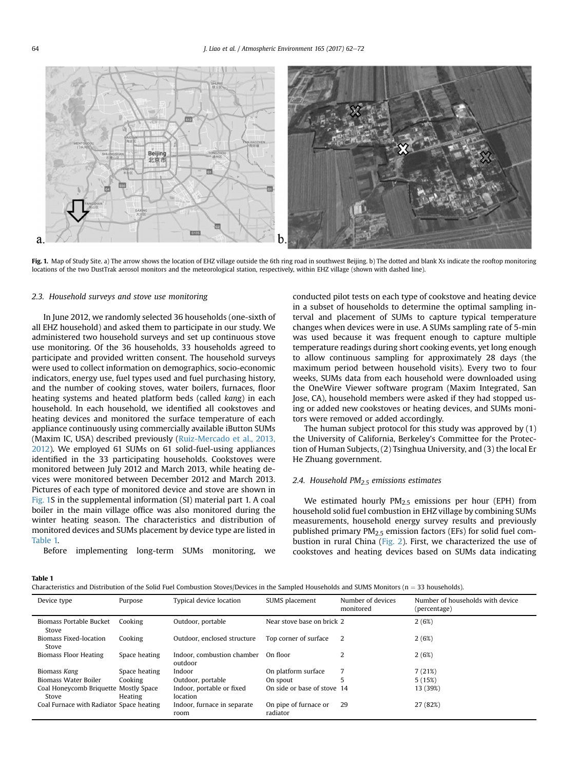Fig. 1. Map of Study Site. a) The arrow shows the location of EHZ village outside the 6th ring road in southwest Beijing. b) The dotted and blank Xs indicate the rooftop monitoring locations of the two DustTrak aerosol monitors and the meteorological station, respectively, within EHZ village (shown with dashed line).

### 2.3. Household surveys and stove use monitoring

In June 2012, we randomly selected 36 households (one-sixth of all EHZ household) and asked them to participate in our study. We administered two household surveys and set up continuous stove use monitoring. Of the 36 households, 33 households agreed to participate and provided written consent. The household surveys were used to collect information on demographics, socio-economic indicators, energy use, fuel types used and fuel purchasing history, and the number of cooking stoves, water boilers, furnaces, floor heating systems and heated platform beds (called *kang*) in each household. In each household, we identified all cookstoves and heating devices and monitored the surface temperature of each appliance continuously using commercially available iButton SUMs (Maxim IC, USA) described previously (Ruiz-Mercado et al., 2013, 2012). We employed 61 SUMs on 61 solid-fuel-using appliances identified in the 33 participating households. Cookstoves were monitored between July 2012 and March 2013, while heating devices were monitored between December 2012 and March 2013. Pictures of each type of monitored device and stove are shown in Fig. 1S in the supplemental information (SI) material part 1. A coal boiler in the main village office was also monitored during the winter heating season. The characteristics and distribution of monitored devices and SUMs placement by device type are listed in Table 1.

Before implementing long-term SUMs monitoring, we conducted pilot tests on each type of cookstove and heating device in a subset of households to determine the optimal sampling interval and placement of SUMs to capture typical temperature changes when devices were in use. A SUMs sampling rate of 5-min was used because it was frequent enough to capture multiple temperature readings during short cooking events, yet long enough to allow continuous sampling for approximately 28 days (the maximum period between household visits). Every two to four weeks, SUMs data from each household were downloaded using the OneWire Viewer software program (Maxim Integrated, San Jose, CA), household members were asked if they had stopped using or added new cookstoves or heating devices, and SUMs monitors were removed or added accordingly.

The human subject protocol for this study was approved by (1) the University of California, Berkeley's Committee for the Protection of Human Subjects, (2) Tsinghua University, and (3) the local Er He Zhuang government.

### 2.4. Household $PM_{2.5}$ emissions estimates

We estimated hourly $PM_{2.5}$ emissions per hour (EPH) from household solid fuel combustion in EHZ village by combining SUMs measurements, household energy survey results and previously published primary $PM_{2.5}$ emission factors (EFs) for solid fuel combustion in rural China (Fig. 2). First, we characterized the use of cookstoves and heating devices based on SUMs data indicating

**Table 1**
Characteristics and Distribution of the Solid Fuel Combustion Stoves/Devices in the Sampled Households and SUMS Monitors (n = 33 households).

| Device type | Purpose | Typical device location | SUMS placement | Number of devices monitored | Number of households with device (percentage) |
|---|---|---|---|---|---|
| Biomass Portable Bucket Stove | Cooking | Outdoor, portable | Near stove base on brick | 2 | 2 (6%) |
| Biomass Fixed-location Stove | Cooking | Outdoor, enclosed structure | Top corner of surface | 2 | 2 (6%) |
| Biomass Floor Heating | Space heating | Indoor, combustion chamber outdoor | On floor | 2 | 2 (6%) |
| Biomass *Kang* | Space heating | Indoor | On platform surface | 7 | 7 (21%) |
| Biomass Water Boiler | Cooking | Outdoor, portable | On spout | 5 | 5 (15%) |
| Coal Honeycomb Briquette Stove | Mostly Space Heating | Indoor, portable or fixed location | On side or base of stove | 14 | 13 (39%) |
| Coal Furnace with Radiator | Space heating | Indoor, furnace in separate room | On pipe of furnace or radiator | 29 | 27 (82%) |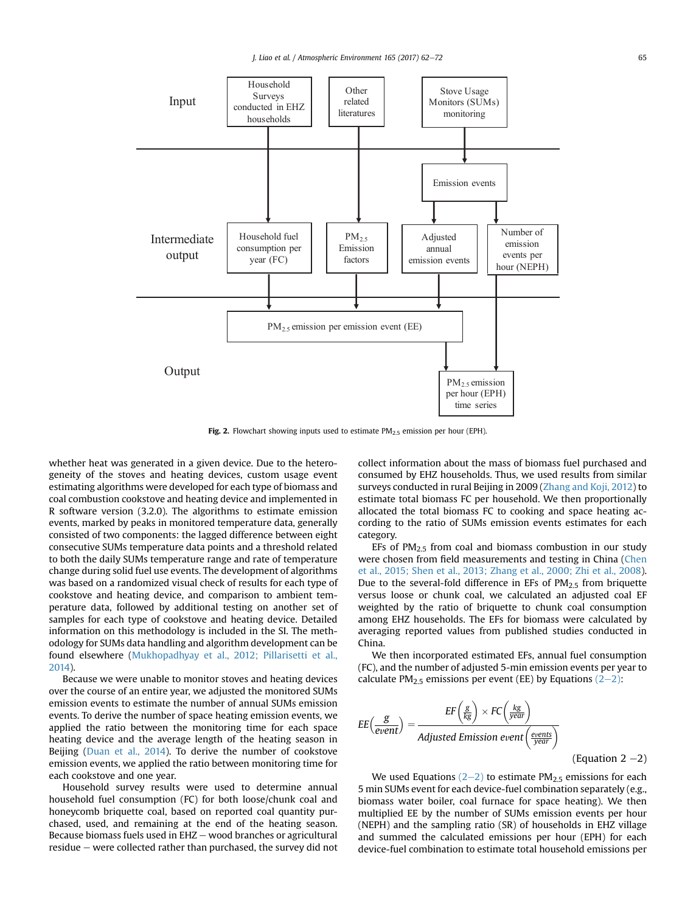Fig. 2. Flowchart showing inputs used to estimate $PM_{2.5}$ emission per hour (EPH).

whether heat was generated in a given device. Due to the heterogeneity of the stoves and heating devices, custom usage event estimating algorithms were developed for each type of biomass and coal combustion cookstove and heating device and implemented in R software version (3.2.0). The algorithms to estimate emission events, marked by peaks in monitored temperature data, generally consisted of two components: the lagged difference between eight consecutive SUMs temperature data points and a threshold related to both the daily SUMs temperature range and rate of temperature change during solid fuel use events. The development of algorithms was based on a randomized visual check of results for each type of cookstove and heating device, and comparison to ambient temperature data, followed by additional testing on another set of samples for each type of cookstove and heating device. Detailed information on this methodology is included in the SI. The methodology for SUMs data handling and algorithm development can be found elsewhere (Mukhopadhyay et al., 2012; Pillarisetti et al., 2014).

Because we were unable to monitor stoves and heating devices over the course of an entire year, we adjusted the monitored SUMs emission events to estimate the number of annual SUMs emission events. To derive the number of space heating emission events, we applied the ratio between the monitoring time for each space heating device and the average length of the heating season in Beijing (Duan et al., 2014). To derive the number of cookstove emission events, we applied the ratio between monitoring time for each cookstove and one year.

Household survey results were used to determine annual household fuel consumption (FC) for both loose/chunk coal and honeycomb briquette coal, based on reported coal quantity purchased, used, and remaining at the end of the heating season. Because biomass fuels used in EHZ – wood branches or agricultural residue – were collected rather than purchased, the survey did not collect information about the mass of biomass fuel purchased and consumed by EHZ households. Thus, we used results from similar surveys conducted in rural Beijing in 2009 (Zhang and Koji, 2012) to estimate total biomass FC per household. We then proportionally allocated the total biomass FC to cooking and space heating according to the ratio of SUMs emission events estimates for each category.

EFs of $PM_{2.5}$ from coal and biomass combustion in our study were chosen from field measurements and testing in China (Chen et al., 2015; Shen et al., 2013; Zhang et al., 2000; Zhi et al., 2008). Due to the several-fold difference in EFs of $PM_{2.5}$ from briquette versus loose or chunk coal, we calculated an adjusted coal EF weighted by the ratio of briquette to chunk coal consumption among EHZ households. The EFs for biomass were calculated by averaging reported values from published studies conducted in China.

We then incorporated estimated EFs, annual fuel consumption (FC), and the number of adjusted 5-min emission events per year to calculate $PM_{2.5}$ emissions per event (EE) by Equations (2–2):

$$EE\left(\frac{g}{event}\right) = \frac{EF\left(\frac{g}{kg}\right) \times FC\left(\frac{kg}{year}\right)}{Adjusted\ Emission\ event\left(\frac{events}{year}\right)} \qquad \text{(Equation 2 −2)}$$

We used Equations (2–2) to estimate $PM_{2.5}$ emissions for each 5 min SUMs event for each device-fuel combination separately (e.g., biomass water boiler, coal furnace for space heating). We then multiplied EE by the number of SUMs emission events per hour (NEPH) and the sampling ratio (SR) of households in EHZ village and summed the calculated emissions per hour (EPH) for each device-fuel combination to estimate total household emissions per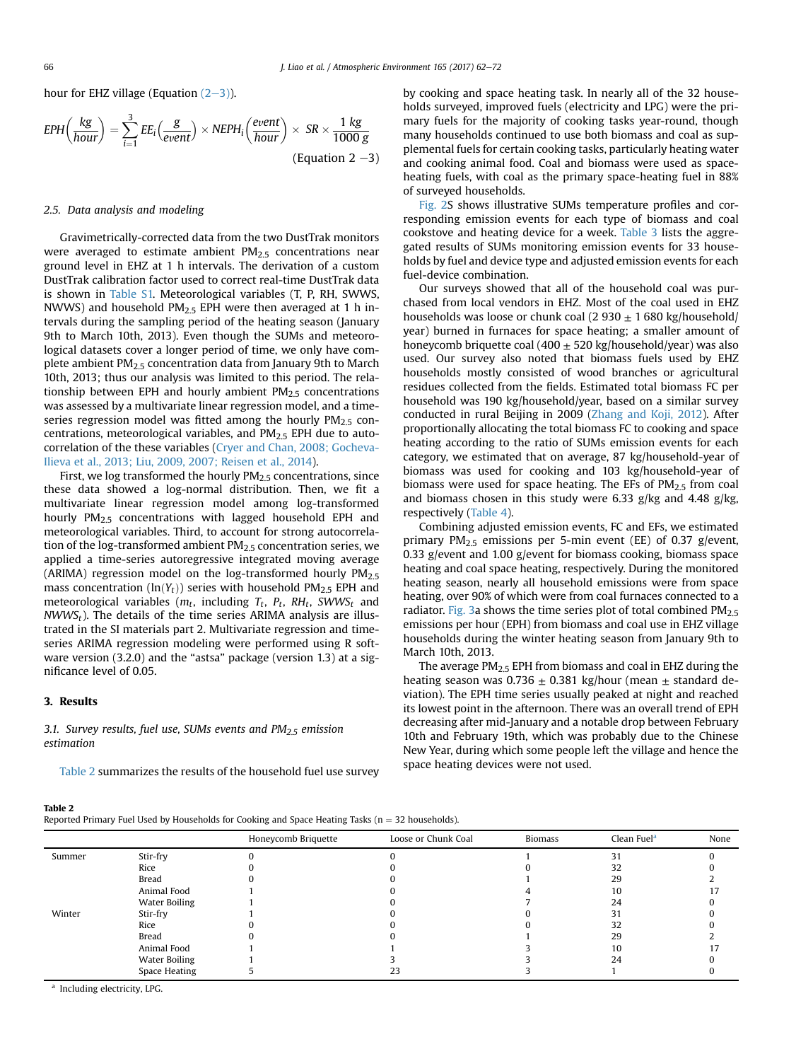hour for EHZ village (Equation (2−3)).

$$EPH\left(\frac{kg}{hour}\right) = \sum_{i=1}^{3} EE_i\left(\frac{g}{event}\right) \times NEPH_i\left(\frac{event}{hour}\right) \times SR \times \frac{1\ kg}{1000\ g} \quad \text{(Equation 2 −3)}$$

### 2.5. Data analysis and modeling

Gravimetrically-corrected data from the two DustTrak monitors were averaged to estimate ambient $PM_{2.5}$ concentrations near ground level in EHZ at 1 h intervals. The derivation of a custom DustTrak calibration factor used to correct real-time DustTrak data is shown in Table S1. Meteorological variables (T, P, RH, SWWS, NWWS) and household $PM_{2.5}$ EPH were then averaged at 1 h intervals during the sampling period of the heating season (January 9th to March 10th, 2013). Even though the SUMs and meteorological datasets cover a longer period of time, we only have complete ambient $PM_{2.5}$ concentration data from January 9th to March 10th, 2013; thus our analysis was limited to this period. The relationship between EPH and hourly ambient $PM_{2.5}$ concentrations was assessed by a multivariate linear regression model, and a time-series regression model was fitted among the hourly $PM_{2.5}$ concentrations, meteorological variables, and $PM_{2.5}$ EPH due to autocorrelation of the these variables (Cryer and Chan, 2008; Gocheva-Ilieva et al., 2013; Liu, 2009, 2007; Reisen et al., 2014).

First, we log transformed the hourly $PM_{2.5}$ concentrations, since these data showed a log-normal distribution. Then, we fit a multivariate linear regression model among log-transformed hourly $PM_{2.5}$ concentrations with lagged household EPH and meteorological variables. Third, to account for strong autocorrelation of the log-transformed ambient $PM_{2.5}$ concentration series, we applied a time-series autoregressive integrated moving average (ARIMA) regression model on the log-transformed hourly $PM_{2.5}$ mass concentration ($\ln(Y_t)$) series with household $PM_{2.5}$ EPH and meteorological variables ($m_t$, including $T_t$, $P_t$, $RH_t$, $SWWS_t$ and $NWWS_t$). The details of the time series ARIMA analysis are illustrated in the SI materials part 2. Multivariate regression and time-series ARIMA regression modeling were performed using R software version (3.2.0) and the "astsa" package (version 1.3) at a significance level of 0.05.

## 3. Results

### 3.1. Survey results, fuel use, SUMs events and $PM_{2.5}$ emission estimation

Table 2 summarizes the results of the household fuel use survey by cooking and space heating task. In nearly all of the 32 households surveyed, improved fuels (electricity and LPG) were the primary fuels for the majority of cooking tasks year-round, though many households continued to use both biomass and coal as supplemental fuels for certain cooking tasks, particularly heating water and cooking animal food. Coal and biomass were used as space-heating fuels, with coal as the primary space-heating fuel in 88% of surveyed households.

Fig. 2S shows illustrative SUMs temperature profiles and corresponding emission events for each type of biomass and coal cookstove and heating device for a week. Table 3 lists the aggregated results of SUMs monitoring emission events for 33 households by fuel and device type and adjusted emission events for each fuel-device combination.

Our surveys showed that all of the household coal was purchased from local vendors in EHZ. Most of the coal used in EHZ households was loose or chunk coal (2 930 ± 1 680 kg/household/year) burned in furnaces for space heating; a smaller amount of honeycomb briquette coal (400 ± 520 kg/household/year) was also used. Our survey also noted that biomass fuels used by EHZ households mostly consisted of wood branches or agricultural residues collected from the fields. Estimated total biomass FC per household was 190 kg/household/year, based on a similar survey conducted in rural Beijing in 2009 (Zhang and Koji, 2012). After proportionally allocating the total biomass FC to cooking and space heating according to the ratio of SUMs emission events for each category, we estimated that on average, 87 kg/household-year of biomass was used for cooking and 103 kg/household-year of biomass were used for space heating. The EFs of $PM_{2.5}$ from coal and biomass chosen in this study were 6.33 g/kg and 4.48 g/kg, respectively (Table 4).

Combining adjusted emission events, FC and EFs, we estimated primary $PM_{2.5}$ emissions per 5-min event (EE) of 0.37 g/event, 0.33 g/event and 1.00 g/event for biomass cooking, biomass space heating and coal space heating, respectively. During the monitored heating season, nearly all household emissions were from space heating, over 90% of which were from coal furnaces connected to a radiator. Fig. 3a shows the time series plot of total combined $PM_{2.5}$ emissions per hour (EPH) from biomass and coal use in EHZ village households during the winter heating season from January 9th to March 10th, 2013.

The average $PM_{2.5}$ EPH from biomass and coal in EHZ during the heating season was 0.736 ± 0.381 kg/hour (mean ± standard deviation). The EPH time series usually peaked at night and reached its lowest point in the afternoon. There was an overall trend of EPH decreasing after mid-January and a notable drop between February 10th and February 19th, which was probably due to the Chinese New Year, during which some people left the village and hence the space heating devices were not used.

**Table 2**
Reported Primary Fuel Used by Households for Cooking and Space Heating Tasks (n = 32 households).

| | | Honeycomb Briquette | Loose or Chunk Coal | Biomass | Clean Fuel[a] | None |
|---|---|---|---|---|---|---|
| Summer | Stir-fry | 0 | 0 | 1 | 31 | 0 |
| | Rice | 0 | 0 | 0 | 32 | 0 |
| | Bread | 0 | 0 | 1 | 29 | 2 |
| | Animal Food | 1 | 0 | 4 | 10 | 17 |
| | Water Boiling | 1 | 0 | 7 | 24 | 0 |
| Winter | Stir-fry | 1 | 0 | 0 | 31 | 0 |
| | Rice | 0 | 0 | 0 | 32 | 0 |
| | Bread | 0 | 0 | 1 | 29 | 2 |
| | Animal Food | 1 | 1 | 3 | 10 | 17 |
| | Water Boiling | 1 | 3 | 3 | 24 | 0 |
| | Space Heating | 5 | 23 | 3 | 1 | 0 |

[a] Including electricity, LPG.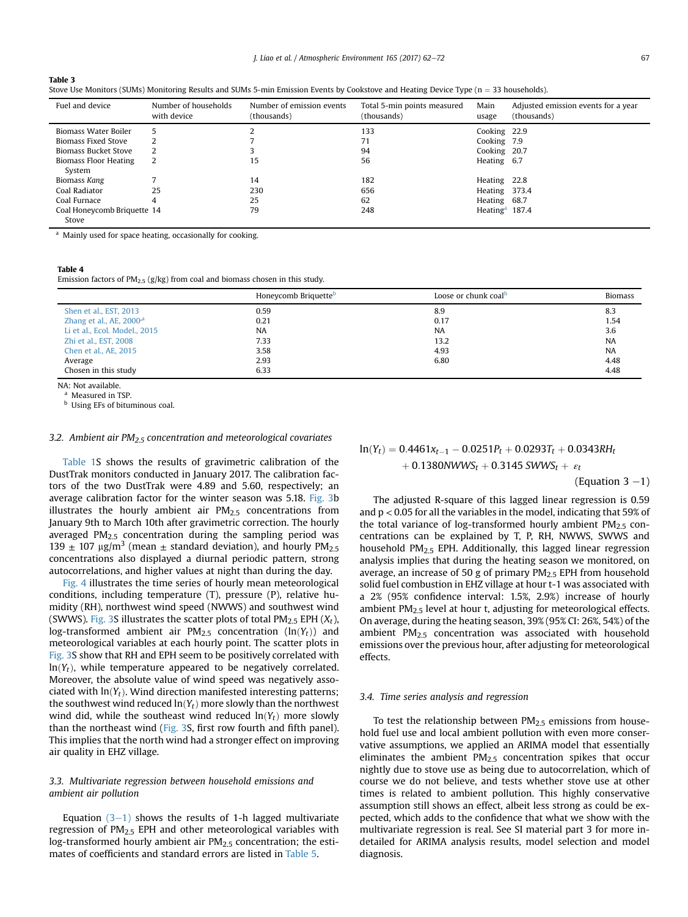**Table 3**
Stove Use Monitors (SUMs) Monitoring Results and SUMs 5-min Emission Events by Cookstove and Heating Device Type (n = 33 households).

| Fuel and device | Number of households with device | Number of emission events (thousands) | Total 5-min points measured (thousands) | Main usage | Adjusted emission events for a year (thousands) |
|---|---|---|---|---|---|
| Biomass Water Boiler | 5 | 2 | 133 | Cooking | 22.9 |
| Biomass Fixed Stove | 2 | 7 | 71 | Cooking | 7.9 |
| Biomass Bucket Stove | 2 | 3 | 94 | Cooking | 20.7 |
| Biomass Floor Heating System | 2 | 15 | 56 | Heating | 6.7 |
| Biomass *Kang* | 7 | 14 | 182 | Heating | 22.8 |
| Coal Radiator | 25 | 230 | 656 | Heating | 373.4 |
| Coal Furnace | 4 | 25 | 62 | Heating | 68.7 |
| Coal Honeycomb Briquette Stove | 14 | 79 | 248 | Heating[a] | 187.4 |

[a] Mainly used for space heating, occasionally for cooking.

**Table 4**
Emission factors of $PM_{2.5}$ (g/kg) from coal and biomass chosen in this study.

| | Honeycomb Briquette[b] | Loose or chunk coal[b] | Biomass |
|---|---|---|---|
| Shen et al., EST, 2013 | 0.59 | 8.9 | 8.3 |
| Zhang et al., AE, 2000[a] | 0.21 | 0.17 | 1.54 |
| Li et al., Ecol. Model., 2015 | NA | NA | 3.6 |
| Zhi et al., EST, 2008 | 7.33 | 13.2 | NA |
| Chen et al., AE, 2015 | 3.58 | 4.93 | NA |
| Average | 2.93 | 6.80 | 4.48 |
| Chosen in this study | 6.33 | | 4.48 |

NA: Not available.
[a] Measured in TSP.
[b] Using EFs of bituminous coal.

### 3.2. Ambient air $PM_{2.5}$ concentration and meteorological covariates

Table 1S shows the results of gravimetric calibration of the DustTrak monitors conducted in January 2017. The calibration factors of the two DustTrak were 4.89 and 5.60, respectively; an average calibration factor for the winter season was 5.18. Fig. 3b illustrates the hourly ambient air $PM_{2.5}$ concentrations from January 9th to March 10th after gravimetric correction. The hourly averaged $PM_{2.5}$ concentration during the sampling period was 139 ± 107 $\mu g/m^3$ (mean ± standard deviation), and hourly $PM_{2.5}$ concentrations also displayed a diurnal periodic pattern, strong autocorrelations, and higher values at night than during the day.

Fig. 4 illustrates the time series of hourly mean meteorological conditions, including temperature (T), pressure (P), relative humidity (RH), northwest wind speed (NWWS) and southwest wind (SWWS). Fig. 3S illustrates the scatter plots of total $PM_{2.5}$ EPH ($X_t$), log-transformed ambient air $PM_{2.5}$ concentration ($\ln(Y_t)$) and meteorological variables at each hourly point. The scatter plots in Fig. 3S show that RH and EPH seem to be positively correlated with $\ln(Y_t)$, while temperature appeared to be negatively correlated. Moreover, the absolute value of wind speed was negatively associated with $\ln(Y_t)$. Wind direction manifested interesting patterns; the southwest wind reduced $\ln(Y_t)$ more slowly than the northwest wind did, while the southeast wind reduced $\ln(Y_t)$ more slowly than the northeast wind (Fig. 3S, first row fourth and fifth panel). This implies that the north wind had a stronger effect on improving air quality in EHZ village.

### 3.3. Multivariate regression between household emissions and ambient air pollution

Equation (3−1) shows the results of 1-h lagged multivariate regression of $PM_{2.5}$ EPH and other meteorological variables with log-transformed hourly ambient air $PM_{2.5}$ concentration; the estimates of coefficients and standard errors are listed in Table 5.

$$\ln(Y_t) = 0.4461x_{t-1} - 0.0251P_t + 0.0293T_t + 0.0343RH_t + 0.1380NWWS_t + 0.3145\ SWWS_t + \varepsilon_t \quad \text{(Equation 3 −1)}$$

The adjusted R-square of this lagged linear regression is 0.59 and $p < 0.05$ for all the variables in the model, indicating that 59% of the total variance of log-transformed hourly ambient $PM_{2.5}$ concentrations can be explained by T, P, RH, NWWS, SWWS and household $PM_{2.5}$ EPH. Additionally, this lagged linear regression analysis implies that during the heating season we monitored, on average, an increase of 50 g of primary $PM_{2.5}$ EPH from household solid fuel combustion in EHZ village at hour t-1 was associated with a 2% (95% confidence interval: 1.5%, 2.9%) increase of hourly ambient $PM_{2.5}$ level at hour t, adjusting for meteorological effects. On average, during the heating season, 39% (95% CI: 26%, 54%) of the ambient $PM_{2.5}$ concentration was associated with household emissions over the previous hour, after adjusting for meteorological effects.

### 3.4. Time series analysis and regression

To test the relationship between $PM_{2.5}$ emissions from household fuel use and local ambient pollution with even more conservative assumptions, we applied an ARIMA model that essentially eliminates the ambient $PM_{2.5}$ concentration spikes that occur nightly due to stove use as being due to autocorrelation, which of course we do not believe, and tests whether stove use at other times is related to ambient pollution. This highly conservative assumption still shows an effect, albeit less strong as could be expected, which adds to the confidence that what we show with the multivariate regression is real. See SI material part 3 for more in-detailed for ARIMA analysis results, model selection and model diagnosis.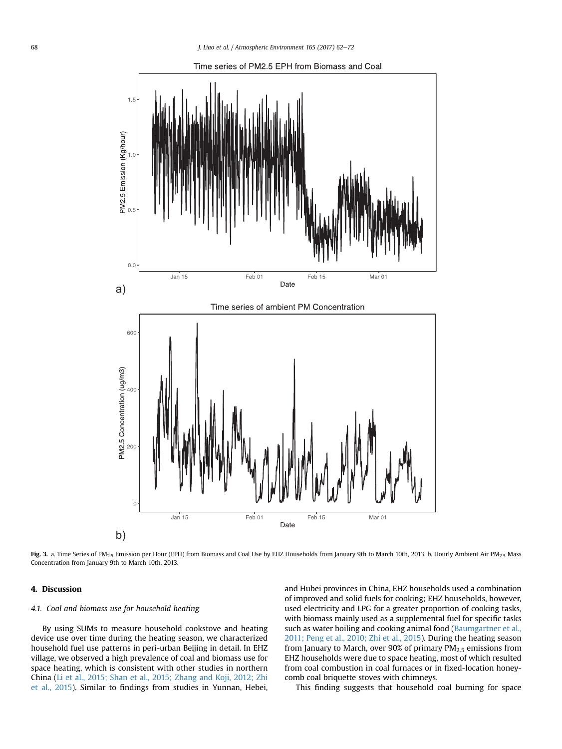Fig. 3. a. Time Series of $PM_{2.5}$ Emission per Hour (EPH) from Biomass and Coal Use by EHZ Households from January 9th to March 10th, 2013. b. Hourly Ambient Air $PM_{2.5}$ Mass Concentration from January 9th to March 10th, 2013.

## 4. Discussion

### 4.1. Coal and biomass use for household heating

By using SUMs to measure household cookstove and heating device use over time during the heating season, we characterized household fuel use patterns in peri-urban Beijing in detail. In EHZ village, we observed a high prevalence of coal and biomass use for space heating, which is consistent with other studies in northern China (Li et al., 2015; Shan et al., 2015; Zhang and Koji, 2012; Zhi et al., 2015). Similar to findings from studies in Yunnan, Hebei, and Hubei provinces in China, EHZ households used a combination of improved and solid fuels for cooking; EHZ households, however, used electricity and LPG for a greater proportion of cooking tasks, with biomass mainly used as a supplemental fuel for specific tasks such as water boiling and cooking animal food (Baumgartner et al., 2011; Peng et al., 2010; Zhi et al., 2015). During the heating season from January to March, over 90% of primary $PM_{2.5}$ emissions from EHZ households were due to space heating, most of which resulted from coal combustion in coal furnaces or in fixed-location honeycomb coal briquette stoves with chimneys.

This finding suggests that household coal burning for space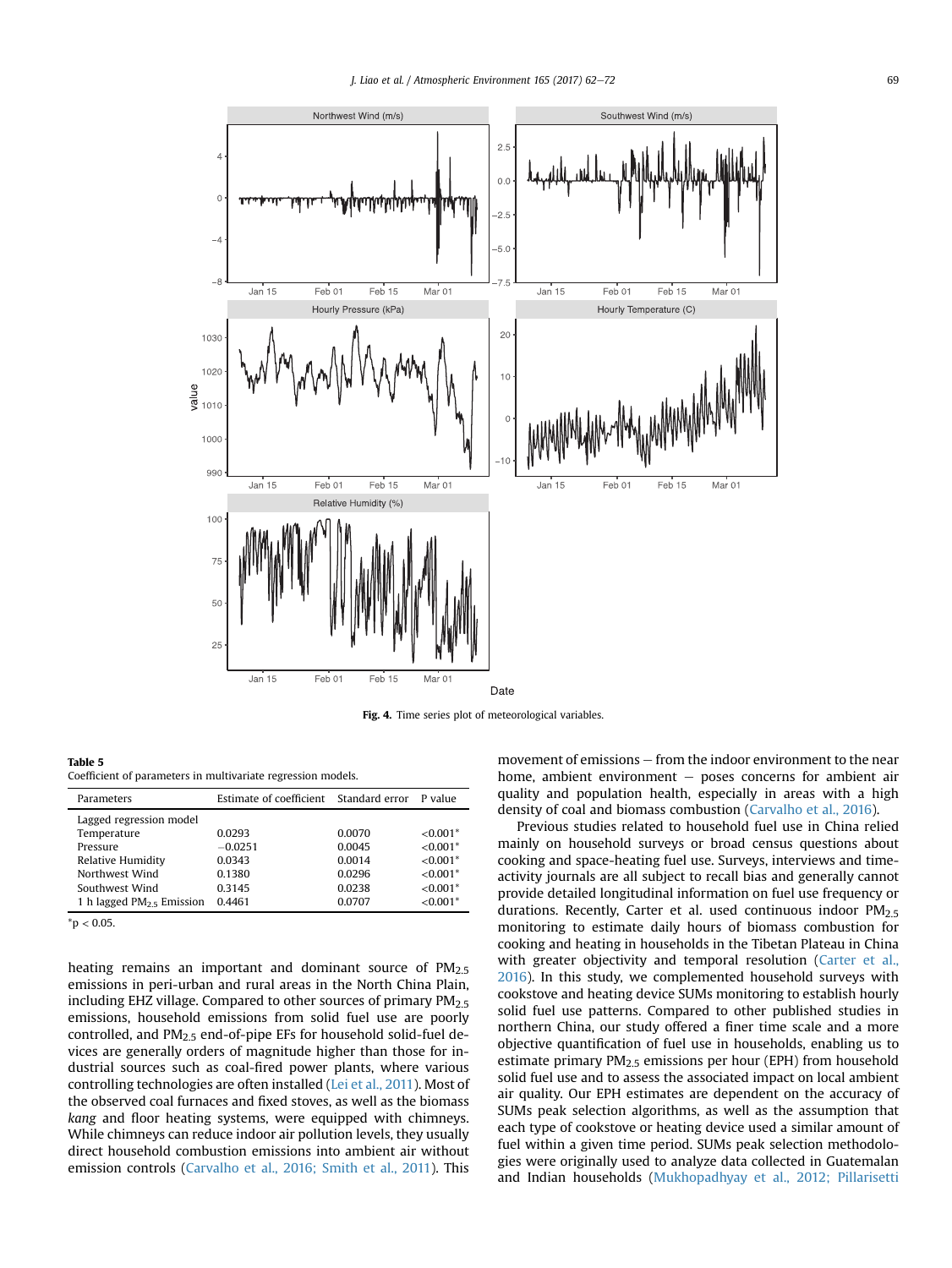Fig. 4. Time series plot of meteorological variables.

**Table 5**
Coefficient of parameters in multivariate regression models.

| Parameters | Estimate of coefficient | Standard error | P value |
|---|---|---|---|
| Lagged regression model | | | |
| Temperature | 0.0293 | 0.0070 | <0.001* |
| Pressure | −0.0251 | 0.0045 | <0.001* |
| Relative Humidity | 0.0343 | 0.0014 | <0.001* |
| Northwest Wind | 0.1380 | 0.0296 | <0.001* |
| Southwest Wind | 0.3145 | 0.0238 | <0.001* |
| 1 h lagged $PM_{2.5}$ Emission | 0.4461 | 0.0707 | <0.001* |

*$p < 0.05$.

heating remains an important and dominant source of $PM_{2.5}$ emissions in peri-urban and rural areas in the North China Plain, including EHZ village. Compared to other sources of primary $PM_{2.5}$ emissions, household emissions from solid fuel use are poorly controlled, and $PM_{2.5}$ end-of-pipe EFs for household solid-fuel devices are generally orders of magnitude higher than those for industrial sources such as coal-fired power plants, where various controlling technologies are often installed (Lei et al., 2011). Most of the observed coal furnaces and fixed stoves, as well as the biomass *kang* and floor heating systems, were equipped with chimneys. While chimneys can reduce indoor air pollution levels, they usually direct household combustion emissions into ambient air without emission controls (Carvalho et al., 2016; Smith et al., 2011). This movement of emissions – from the indoor environment to the near home, ambient environment – poses concerns for ambient air quality and population health, especially in areas with a high density of coal and biomass combustion (Carvalho et al., 2016).

Previous studies related to household fuel use in China relied mainly on household surveys or broad census questions about cooking and space-heating fuel use. Surveys, interviews and time-activity journals are all subject to recall bias and generally cannot provide detailed longitudinal information on fuel use frequency or durations. Recently, Carter et al. used continuous indoor $PM_{2.5}$ monitoring to estimate daily hours of biomass combustion for cooking and heating in households in the Tibetan Plateau in China with greater objectivity and temporal resolution (Carter et al., 2016). In this study, we complemented household surveys with cookstove and heating device SUMs monitoring to establish hourly solid fuel use patterns. Compared to other published studies in northern China, our study offered a finer time scale and a more objective quantification of fuel use in households, enabling us to estimate primary $PM_{2.5}$ emissions per hour (EPH) from household solid fuel use and to assess the associated impact on local ambient air quality. Our EPH estimates are dependent on the accuracy of SUMs peak selection algorithms, as well as the assumption that each type of cookstove or heating device used a similar amount of fuel within a given time period. SUMs peak selection methodologies were originally used to analyze data collected in Guatemalan and Indian households (Mukhopadhyay et al., 2012; Pillarisetti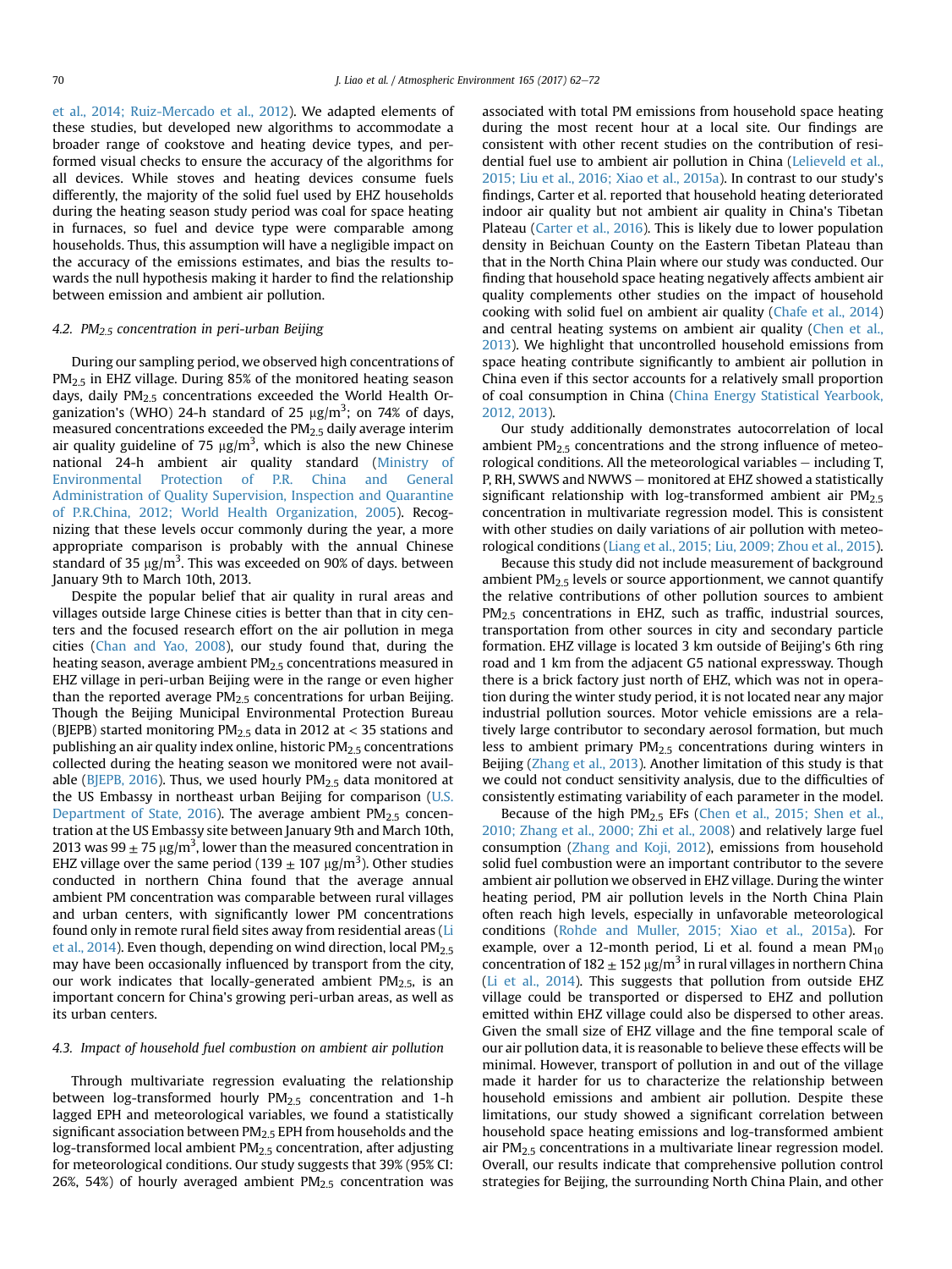et al., 2014; Ruiz-Mercado et al., 2012). We adapted elements of these studies, but developed new algorithms to accommodate a broader range of cookstove and heating device types, and performed visual checks to ensure the accuracy of the algorithms for all devices. While stoves and heating devices consume fuels differently, the majority of the solid fuel used by EHZ households during the heating season study period was coal for space heating in furnaces, so fuel and device type were comparable among households. Thus, this assumption will have a negligible impact on the accuracy of the emissions estimates, and bias the results towards the null hypothesis making it harder to find the relationship between emission and ambient air pollution.

### 4.2. $PM_{2.5}$ concentration in peri-urban Beijing

During our sampling period, we observed high concentrations of $PM_{2.5}$ in EHZ village. During 85% of the monitored heating season days, daily $PM_{2.5}$ concentrations exceeded the World Health Organization's (WHO) 24-h standard of 25 $\mu g/m^3$; on 74% of days, measured concentrations exceeded the $PM_{2.5}$ daily average interim air quality guideline of 75 $\mu g/m^3$, which is also the new Chinese national 24-h ambient air quality standard (Ministry of Environmental Protection of P.R. China and General Administration of Quality Supervision, Inspection and Quarantine of P.R.China, 2012; World Health Organization, 2005). Recognizing that these levels occur commonly during the year, a more appropriate comparison is probably with the annual Chinese standard of 35 $\mu g/m^3$. This was exceeded on 90% of days. between January 9th to March 10th, 2013.

Despite the popular belief that air quality in rural areas and villages outside large Chinese cities is better than that in city centers and the focused research effort on the air pollution in mega cities (Chan and Yao, 2008), our study found that, during the heating season, average ambient $PM_{2.5}$ concentrations measured in EHZ village in peri-urban Beijing were in the range or even higher than the reported average $PM_{2.5}$ concentrations for urban Beijing. Though the Beijing Municipal Environmental Protection Bureau (BJEPB) started monitoring $PM_{2.5}$ data in 2012 at < 35 stations and publishing an air quality index online, historic $PM_{2.5}$ concentrations collected during the heating season we monitored were not available (BJEPB, 2016). Thus, we used hourly $PM_{2.5}$ data monitored at the US Embassy in northeast urban Beijing for comparison (U.S. Department of State, 2016). The average ambient $PM_{2.5}$ concentration at the US Embassy site between January 9th and March 10th, 2013 was $99 \pm 75$ $\mu g/m^3$, lower than the measured concentration in EHZ village over the same period ($139 \pm 107$ $\mu g/m^3$). Other studies conducted in northern China found that the average annual ambient PM concentration was comparable between rural villages and urban centers, with significantly lower PM concentrations found only in remote rural field sites away from residential areas (Li et al., 2014). Even though, depending on wind direction, local $PM_{2.5}$ may have been occasionally influenced by transport from the city, our work indicates that locally-generated ambient $PM_{2.5}$, is an important concern for China's growing peri-urban areas, as well as its urban centers.

### 4.3. Impact of household fuel combustion on ambient air pollution

Through multivariate regression evaluating the relationship between log-transformed hourly $PM_{2.5}$ concentration and 1-h lagged EPH and meteorological variables, we found a statistically significant association between $PM_{2.5}$ EPH from households and the log-transformed local ambient $PM_{2.5}$ concentration, after adjusting for meteorological conditions. Our study suggests that 39% (95% CI: 26%, 54%) of hourly averaged ambient $PM_{2.5}$ concentration was associated with total PM emissions from household space heating during the most recent hour at a local site. Our findings are consistent with other recent studies on the contribution of residential fuel use to ambient air pollution in China (Lelieveld et al., 2015; Liu et al., 2016; Xiao et al., 2015a). In contrast to our study's findings, Carter et al. reported that household heating deteriorated indoor air quality but not ambient air quality in China's Tibetan Plateau (Carter et al., 2016). This is likely due to lower population density in Beichuan County on the Eastern Tibetan Plateau than that in the North China Plain where our study was conducted. Our finding that household space heating negatively affects ambient air quality complements other studies on the impact of household cooking with solid fuel on ambient air quality (Chafe et al., 2014) and central heating systems on ambient air quality (Chen et al., 2013). We highlight that uncontrolled household emissions from space heating contribute significantly to ambient air pollution in China even if this sector accounts for a relatively small proportion of coal consumption in China (China Energy Statistical Yearbook, 2012, 2013).

Our study additionally demonstrates autocorrelation of local ambient $PM_{2.5}$ concentrations and the strong influence of meteorological conditions. All the meteorological variables − including T, P, RH, SWWS and NWWS − monitored at EHZ showed a statistically significant relationship with log-transformed ambient air $PM_{2.5}$ concentration in multivariate regression model. This is consistent with other studies on daily variations of air pollution with meteorological conditions (Liang et al., 2015; Liu, 2009; Zhou et al., 2015).

Because this study did not include measurement of background ambient $PM_{2.5}$ levels or source apportionment, we cannot quantify the relative contributions of other pollution sources to ambient $PM_{2.5}$ concentrations in EHZ, such as traffic, industrial sources, transportation from other sources in city and secondary particle formation. EHZ village is located 3 km outside of Beijing's 6th ring road and 1 km from the adjacent G5 national expressway. Though there is a brick factory just north of EHZ, which was not in operation during the winter study period, it is not located near any major industrial pollution sources. Motor vehicle emissions are a relatively large contributor to secondary aerosol formation, but much less to ambient primary $PM_{2.5}$ concentrations during winters in Beijing (Zhang et al., 2013). Another limitation of this study is that we could not conduct sensitivity analysis, due to the difficulties of consistently estimating variability of each parameter in the model.

Because of the high $PM_{2.5}$ EFs (Chen et al., 2015; Shen et al., 2010; Zhang et al., 2000; Zhi et al., 2008) and relatively large fuel consumption (Zhang and Koji, 2012), emissions from household solid fuel combustion were an important contributor to the severe ambient air pollution we observed in EHZ village. During the winter heating period, PM air pollution levels in the North China Plain often reach high levels, especially in unfavorable meteorological conditions (Rohde and Muller, 2015; Xiao et al., 2015a). For example, over a 12-month period, Li et al. found a mean $PM_{10}$ concentration of $182 \pm 152$ $\mu g/m^3$ in rural villages in northern China (Li et al., 2014). This suggests that pollution from outside EHZ village could be transported or dispersed to EHZ and pollution emitted within EHZ village could also be dispersed to other areas. Given the small size of EHZ village and the fine temporal scale of our air pollution data, it is reasonable to believe these effects will be minimal. However, transport of pollution in and out of the village made it harder for us to characterize the relationship between household emissions and ambient air pollution. Despite these limitations, our study showed a significant correlation between household space heating emissions and log-transformed ambient air $PM_{2.5}$ concentrations in a multivariate linear regression model. Overall, our results indicate that comprehensive pollution control strategies for Beijing, the surrounding North China Plain, and other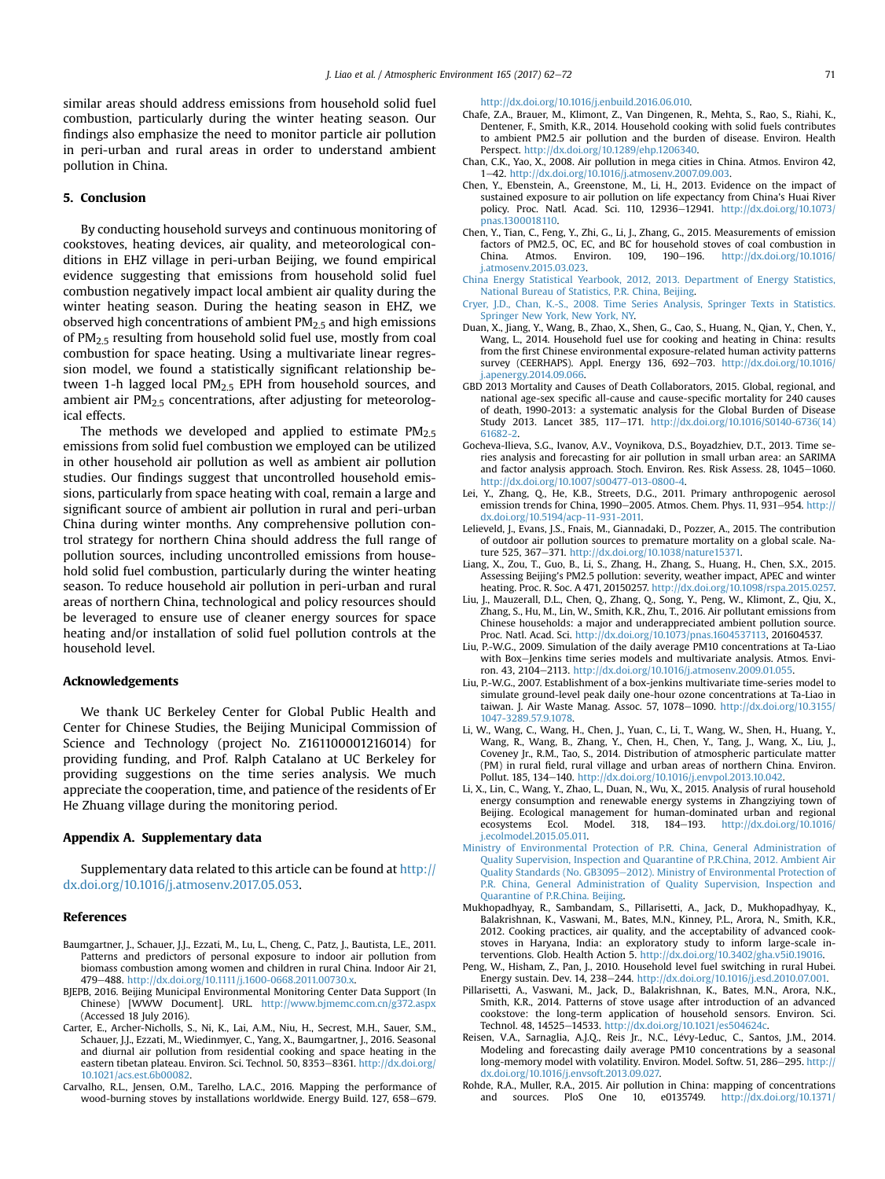similar areas should address emissions from household solid fuel combustion, particularly during the winter heating season. Our findings also emphasize the need to monitor particle air pollution in peri-urban and rural areas in order to understand ambient pollution in China.

## 5. Conclusion

By conducting household surveys and continuous monitoring of cookstoves, heating devices, air quality, and meteorological conditions in EHZ village in peri-urban Beijing, we found empirical evidence suggesting that emissions from household solid fuel combustion negatively impact local ambient air quality during the winter heating season. During the heating season in EHZ, we observed high concentrations of ambient $PM_{2.5}$ and high emissions of $PM_{2.5}$ resulting from household solid fuel use, mostly from coal combustion for space heating. Using a multivariate linear regression model, we found a statistically significant relationship between 1-h lagged local $PM_{2.5}$ EPH from household sources, and ambient air $PM_{2.5}$ concentrations, after adjusting for meteorological effects.

The methods we developed and applied to estimate $PM_{2.5}$ emissions from solid fuel combustion we employed can be utilized in other household air pollution as well as ambient air pollution studies. Our findings suggest that uncontrolled household emissions, particularly from space heating with coal, remain a large and significant source of ambient air pollution in rural and peri-urban China during winter months. Any comprehensive pollution control strategy for northern China should address the full range of pollution sources, including uncontrolled emissions from household solid fuel combustion, particularly during the winter heating season. To reduce household air pollution in peri-urban and rural areas of northern China, technological and policy resources should be leveraged to ensure use of cleaner energy sources for space heating and/or installation of solid fuel pollution controls at the household level.

## Acknowledgements

We thank UC Berkeley Center for Global Public Health and Center for Chinese Studies, the Beijing Municipal Commission of Science and Technology (project No. Z161100001216014) for providing funding, and Prof. Ralph Catalano at UC Berkeley for providing suggestions on the time series analysis. We much appreciate the cooperation, time, and patience of the residents of Er He Zhuang village during the monitoring period.

## Appendix A. Supplementary data

Supplementary data related to this article can be found at http://dx.doi.org/10.1016/j.atmosenv.2017.05.053.

## References

Baumgartner, J., Schauer, J.J., Ezzati, M., Lu, L., Cheng, C., Patz, J., Bautista, L.E., 2011. Patterns and predictors of personal exposure to indoor air pollution from biomass combustion among women and children in rural China. Indoor Air 21, 479–488. http://dx.doi.org/10.1111/j.1600-0668.2011.00730.x.

BJEPB, 2016. Beijing Municipal Environmental Monitoring Center Data Support (In Chinese) [WWW Document]. URL. http://www.bjmemc.com.cn/g372.aspx (Accessed 18 July 2016).

Carter, E., Archer-Nicholls, S., Ni, K., Lai, A.M., Niu, H., Secrest, M.H., Sauer, S.M., Schauer, J.J., Ezzati, M., Wiedinmyer, C., Yang, X., Baumgartner, J., 2016. Seasonal and diurnal air pollution from residential cooking and space heating in the eastern tibetan plateau. Environ. Sci. Technol. 50, 8353–8361. http://dx.doi.org/10.1021/acs.est.6b00082.

Carvalho, R.L., Jensen, O.M., Tarelho, L.A.C., 2016. Mapping the performance of wood-burning stoves by installations worldwide. Energy Build. 127, 658–679. http://dx.doi.org/10.1016/j.enbuild.2016.06.010.

Chafe, Z.A., Brauer, M., Klimont, Z., Van Dingenen, R., Mehta, S., Rao, S., Riahi, K., Dentener, F., Smith, K.R., 2014. Household cooking with solid fuels contributes to ambient PM2.5 air pollution and the burden of disease. Environ. Health Perspect. http://dx.doi.org/10.1289/ehp.1206340.

Chan, C.K., Yao, X., 2008. Air pollution in mega cities in China. Atmos. Environ 42, 1–42. http://dx.doi.org/10.1016/j.atmosenv.2007.09.003.

Chen, Y., Ebenstein, A., Greenstone, M., Li, H., 2013. Evidence on the impact of sustained exposure to air pollution on life expectancy from China's Huai River policy. Proc. Natl. Acad. Sci. 110, 12936–12941. http://dx.doi.org/10.1073/pnas.1300018110.

Chen, Y., Tian, C., Feng, Y., Zhi, G., Li, J., Zhang, G., 2015. Measurements of emission factors of PM2.5, OC, EC, and BC for household stoves of coal combustion in China. Atmos. Environ. 109, 190–196. http://dx.doi.org/10.1016/j.atmosenv.2015.03.023.

China Energy Statistical Yearbook, 2012, 2013. Department of Energy Statistics, National Bureau of Statistics, P.R. China, Beijing.

Cryer, J.D., Chan, K.-S., 2008. Time Series Analysis, Springer Texts in Statistics. Springer New York, New York, NY.

Duan, X., Jiang, Y., Wang, B., Zhao, X., Shen, G., Cao, S., Huang, N., Qian, Y., Chen, Y., Wang, L., 2014. Household fuel use for cooking and heating in China: results from the first Chinese environmental exposure-related human activity patterns survey (CEERHAPS). Appl. Energy 136, 692–703. http://dx.doi.org/10.1016/j.apenergy.2014.09.066.

GBD 2013 Mortality and Causes of Death Collaborators, 2015. Global, regional, and national age-sex specific all-cause and cause-specific mortality for 240 causes of death, 1990-2013: a systematic analysis for the Global Burden of Disease Study 2013. Lancet 385, 117–171. http://dx.doi.org/10.1016/S0140-6736(14)61682-2.

Gocheva-Ilieva, S.G., Ivanov, A.V., Voynikova, D.S., Boyadzhiev, D.T., 2013. Time series analysis and forecasting for air pollution in small urban area: an SARIMA and factor analysis approach. Stoch. Environ. Res. Risk Assess. 28, 1045–1060. http://dx.doi.org/10.1007/s00477-013-0800-4.

Lei, Y., Zhang, Q., He, K.B., Streets, D.G., 2011. Primary anthropogenic aerosol emission trends for China, 1990–2005. Atmos. Chem. Phys. 11, 931–954. http://dx.doi.org/10.5194/acp-11-931-2011.

Lelieveld, J., Evans, J.S., Fnais, M., Giannadaki, D., Pozzer, A., 2015. The contribution of outdoor air pollution sources to premature mortality on a global scale. Nature 525, 367–371. http://dx.doi.org/10.1038/nature15371.

Liang, X., Zou, T., Guo, B., Li, S., Zhang, H., Zhang, S., Huang, H., Chen, S.X., 2015. Assessing Beijing's PM2.5 pollution: severity, weather impact, APEC and winter heating. Proc. R. Soc. A 471, 20150257. http://dx.doi.org/10.1098/rspa.2015.0257.

Liu, J., Mauzerall, D.L., Chen, Q., Zhang, Q., Song, Y., Peng, W., Klimont, Z., Qiu, X., Zhang, S., Hu, M., Lin, W., Smith, K.R., Zhu, T., 2016. Air pollutant emissions from Chinese households: a major and underappreciated ambient pollution source. Proc. Natl. Acad. Sci. http://dx.doi.org/10.1073/pnas.1604537113, 201604537.

Liu, P.-W.G., 2009. Simulation of the daily average PM10 concentrations at Ta-Liao with Box–Jenkins time series models and multivariate analysis. Atmos. Environ. 43, 2104–2113. http://dx.doi.org/10.1016/j.atmosenv.2009.01.055.

Liu, P.-W.G., 2007. Establishment of a box-jenkins multivariate time-series model to simulate ground-level peak daily one-hour ozone concentrations at Ta-Liao in taiwan. J. Air Waste Manag. Assoc. 57, 1078–1090. http://dx.doi.org/10.3155/1047-3289.57.9.1078.

Li, W., Wang, C., Wang, H., Chen, J., Yuan, C., Li, T., Wang, W., Shen, H., Huang, Y., Wang, R., Wang, B., Zhang, Y., Chen, H., Chen, Y., Tang, J., Wang, X., Liu, J., Coveney Jr., R.M., Tao, S., 2014. Distribution of atmospheric particulate matter (PM) in rural field, rural village and urban areas of northern China. Environ. Pollut. 185, 134–140. http://dx.doi.org/10.1016/j.envpol.2013.10.042.

Li, X., Lin, C., Wang, Y., Zhao, L., Duan, N., Wu, X., 2015. Analysis of rural household energy consumption and renewable energy systems in Zhangziying town of Beijing. Ecological management for human-dominated urban and regional ecosystems Ecol. Model. 318, 184–193. http://dx.doi.org/10.1016/j.ecolmodel.2015.05.011.

Ministry of Environmental Protection of P.R. China, General Administration of Quality Supervision, Inspection and Quarantine of P.R.China, 2012. Ambient Air Quality Standards (No. GB3095–2012). Ministry of Environmental Protection of P.R. China, General Administration of Quality Supervision, Inspection and Quarantine of P.R.China. Beijing.

Mukhopadhyay, R., Sambandam, S., Pillarisetti, A., Jack, D., Mukhopadhyay, K., Balakrishnan, K., Vaswani, M., Bates, M.N., Kinney, P.L., Arora, N., Smith, K.R., 2012. Cooking practices, air quality, and the acceptability of advanced cookstoves in Haryana, India: an exploratory study to inform large-scale interventions. Glob. Health Action 5. http://dx.doi.org/10.3402/gha.v5i0.19016.

Peng, W., Hisham, Z., Pan, J., 2010. Household level fuel switching in rural Hubei. Energy sustain. Dev. 14, 238–244. http://dx.doi.org/10.1016/j.esd.2010.07.001.

Pillarisetti, A., Vaswani, M., Jack, D., Balakrishnan, K., Bates, M.N., Arora, N.K., Smith, K.R., 2014. Patterns of stove usage after introduction of an advanced cookstove: the long-term application of household sensors. Environ. Sci. Technol. 48, 14525–14533. http://dx.doi.org/10.1021/es504624c.

Reisen, V.A., Sarnaglia, A.J.Q., Reis Jr., N.C., Lévy-Leduc, C., Santos, J.M., 2014. Modeling and forecasting daily average PM10 concentrations by a seasonal long-memory model with volatility. Environ. Model. Softw. 51, 286–295. http://dx.doi.org/10.1016/j.envsoft.2013.09.027.

Rohde, R.A., Muller, R.A., 2015. Air pollution in China: mapping of concentrations and sources. PloS One 10, e0135749. http://dx.doi.org/10.1371/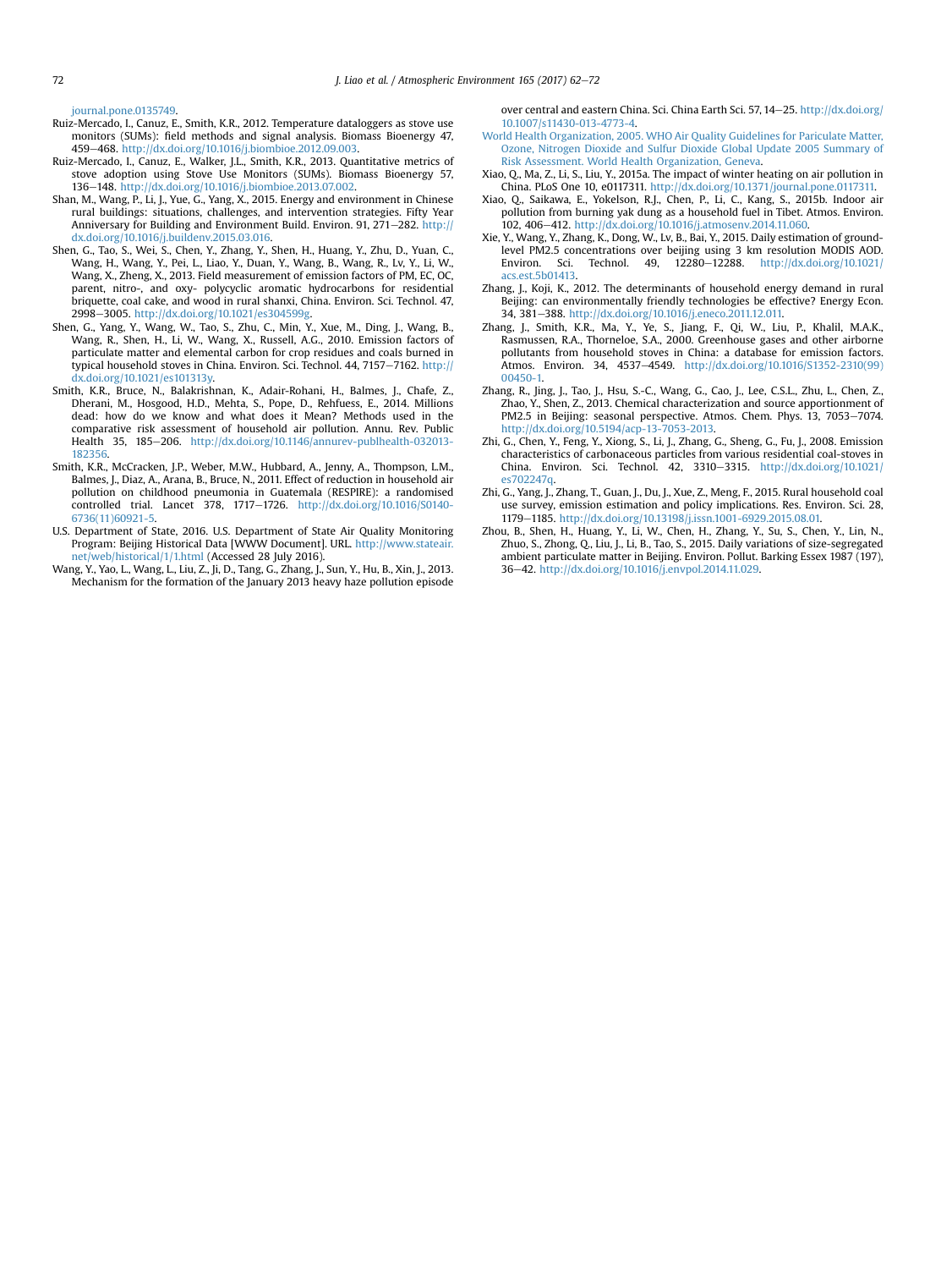journal.pone.0135749.

Ruiz-Mercado, I., Canuz, E., Smith, K.R., 2012. Temperature dataloggers as stove use monitors (SUMs): field methods and signal analysis. Biomass Bioenergy 47, 459–468. http://dx.doi.org/10.1016/j.biombioe.2012.09.003.

Ruiz-Mercado, I., Canuz, E., Walker, J.L., Smith, K.R., 2013. Quantitative metrics of stove adoption using Stove Use Monitors (SUMs). Biomass Bioenergy 57, 136–148. http://dx.doi.org/10.1016/j.biombioe.2013.07.002.

Shan, M., Wang, P., Li, J., Yue, G., Yang, X., 2015. Energy and environment in Chinese rural buildings: situations, challenges, and intervention strategies. Fifty Year Anniversary for Building and Environment Build. Environ. 91, 271–282. http://dx.doi.org/10.1016/j.buildenv.2015.03.016.

Shen, G., Tao, S., Wei, S., Chen, Y., Zhang, Y., Shen, H., Huang, Y., Zhu, D., Yuan, C., Wang, H., Wang, Y., Pei, L., Liao, Y., Duan, Y., Wang, B., Wang, R., Lv, Y., Li, W., Wang, X., Zheng, X., 2013. Field measurement of emission factors of PM, EC, OC, parent, nitro-, and oxy- polycyclic aromatic hydrocarbons for residential briquette, coal cake, and wood in rural shanxi, China. Environ. Sci. Technol. 47, 2998–3005. http://dx.doi.org/10.1021/es304599g.

Shen, G., Yang, Y., Wang, W., Tao, S., Zhu, C., Min, Y., Xue, M., Ding, J., Wang, B., Wang, R., Shen, H., Li, W., Wang, X., Russell, A.G., 2010. Emission factors of particulate matter and elemental carbon for crop residues and coals burned in typical household stoves in China. Environ. Sci. Technol. 44, 7157–7162. http://dx.doi.org/10.1021/es101313y.

Smith, K.R., Bruce, N., Balakrishnan, K., Adair-Rohani, H., Balmes, J., Chafe, Z., Dherani, M., Hosgood, H.D., Mehta, S., Pope, D., Rehfuess, E., 2014. Millions dead: how do we know and what does it Mean? Methods used in the comparative risk assessment of household air pollution. Annu. Rev. Public Health 35, 185–206. http://dx.doi.org/10.1146/annurev-publhealth-032013-182356.

Smith, K.R., McCracken, J.P., Weber, M.W., Hubbard, A., Jenny, A., Thompson, L.M., Balmes, J., Diaz, A., Arana, B., Bruce, N., 2011. Effect of reduction in household air pollution on childhood pneumonia in Guatemala (RESPIRE): a randomised controlled trial. Lancet 378, 1717–1726. http://dx.doi.org/10.1016/S0140-6736(11)60921-5.

U.S. Department of State, 2016. U.S. Department of State Air Quality Monitoring Program: Beijing Historical Data [WWW Document]. URL. http://www.stateair.net/web/historical/1/1.html (Accessed 28 July 2016).

Wang, Y., Yao, L., Wang, L., Liu, Z., Ji, D., Tang, G., Zhang, J., Sun, Y., Hu, B., Xin, J., 2013. Mechanism for the formation of the January 2013 heavy haze pollution episode over central and eastern China. Sci. China Earth Sci. 57, 14–25. http://dx.doi.org/10.1007/s11430-013-4773-4.

World Health Organization, 2005. WHO Air Quality Guidelines for Pariculate Matter, Ozone, Nitrogen Dioxide and Sulfur Dioxide Global Update 2005 Summary of Risk Assessment. World Health Organization, Geneva.

Xiao, Q., Ma, Z., Li, S., Liu, Y., 2015a. The impact of winter heating on air pollution in China. PLoS One 10, e0117311. http://dx.doi.org/10.1371/journal.pone.0117311.

Xiao, Q., Saikawa, E., Yokelson, R.J., Chen, P., Li, C., Kang, S., 2015b. Indoor air pollution from burning yak dung as a household fuel in Tibet. Atmos. Environ. 102, 406–412. http://dx.doi.org/10.1016/j.atmosenv.2014.11.060.

Xie, Y., Wang, Y., Zhang, K., Dong, W., Lv, B., Bai, Y., 2015. Daily estimation of ground-level PM2.5 concentrations over beijing using 3 km resolution MODIS AOD. Environ. Sci. Technol. 49, 12280–12288. http://dx.doi.org/10.1021/acs.est.5b01413.

Zhang, J., Koji, K., 2012. The determinants of household energy demand in rural Beijing: can environmentally friendly technologies be effective? Energy Econ. 34, 381–388. http://dx.doi.org/10.1016/j.eneco.2011.12.011.

Zhang, J., Smith, K.R., Ma, Y., Ye, S., Jiang, F., Qi, W., Liu, P., Khalil, M.A.K., Rasmussen, R.A., Thorneloe, S.A., 2000. Greenhouse gases and other airborne pollutants from household stoves in China: a database for emission factors. Atmos. Environ. 34, 4537–4549. http://dx.doi.org/10.1016/S1352-2310(99)00450-1.

Zhang, R., Jing, J., Tao, J., Hsu, S.-C., Wang, G., Cao, J., Lee, C.S.L., Zhu, L., Chen, Z., Zhao, Y., Shen, Z., 2013. Chemical characterization and source apportionment of PM2.5 in Beijing: seasonal perspective. Atmos. Chem. Phys. 13, 7053–7074. http://dx.doi.org/10.5194/acp-13-7053-2013.

Zhi, G., Chen, Y., Feng, Y., Xiong, S., Li, J., Zhang, G., Sheng, G., Fu, J., 2008. Emission characteristics of carbonaceous particles from various residential coal-stoves in China. Environ. Sci. Technol. 42, 3310–3315. http://dx.doi.org/10.1021/es702247q.

Zhi, G., Yang, J., Zhang, T., Guan, J., Du, J., Xue, Z., Meng, F., 2015. Rural household coal use survey, emission estimation and policy implications. Res. Environ. Sci. 28, 1179–1185. http://dx.doi.org/10.13198/j.issn.1001-6929.2015.08.01.

Zhou, B., Shen, H., Huang, Y., Li, W., Chen, H., Zhang, Y., Su, S., Chen, Y., Lin, N., Zhuo, S., Zhong, Q., Liu, J., Li, B., Tao, S., 2015. Daily variations of size-segregated ambient particulate matter in Beijing. Environ. Pollut. Barking Essex 1987 (197), 36–42. http://dx.doi.org/10.1016/j.envpol.2014.11.029.